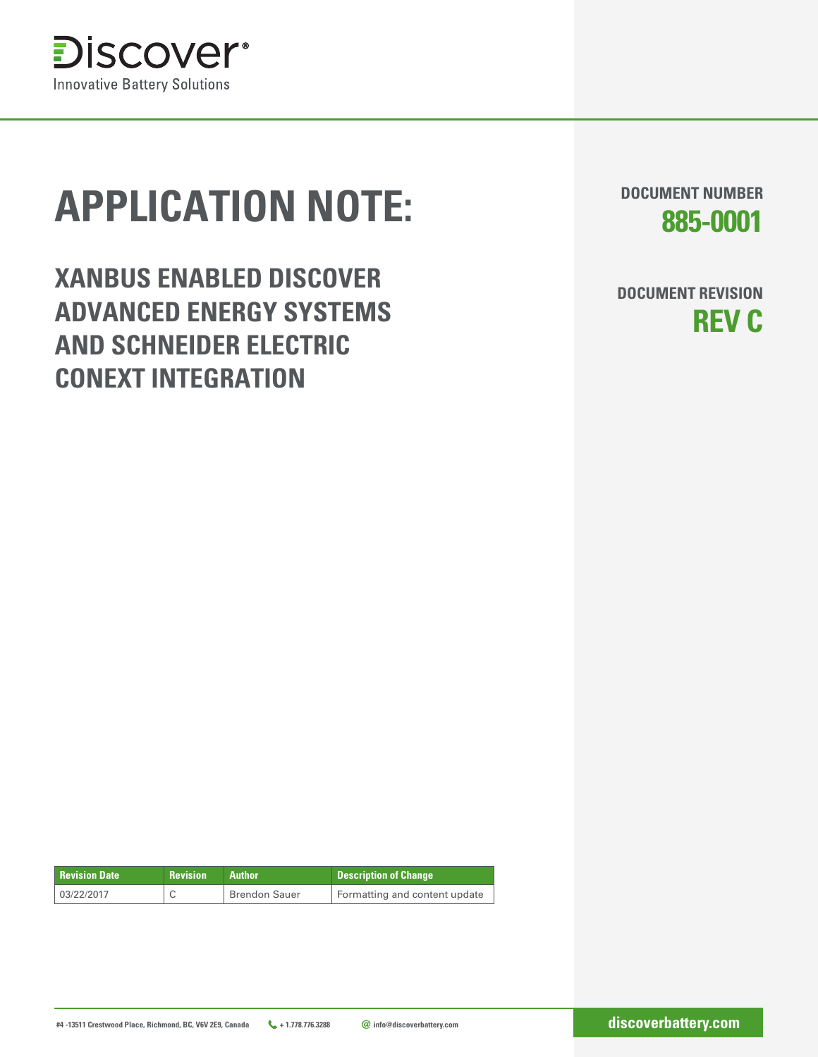Discover®

Innovative Battery Solutions

# APPLICATION NOTE:

## XANBUS ENABLED DISCOVER ADVANCED ENERGY SYSTEMS AND SCHNEIDER ELECTRIC CONEXT INTEGRATION

**DOCUMENT NUMBER**

**885-0001**

**DOCUMENT REVISION**

**REV C**

| Revision Date | Revision | Author | Description of Change |
|---|---|---|---|
| 03/22/2017 | C | Brendon Sauer | Formatting and content update |

#4 -13511 Crestwood Place, Richmond, BC, V6V 2E9, Canada + 1.778.776.3288 info@discoverbattery.com

discoverbattery.com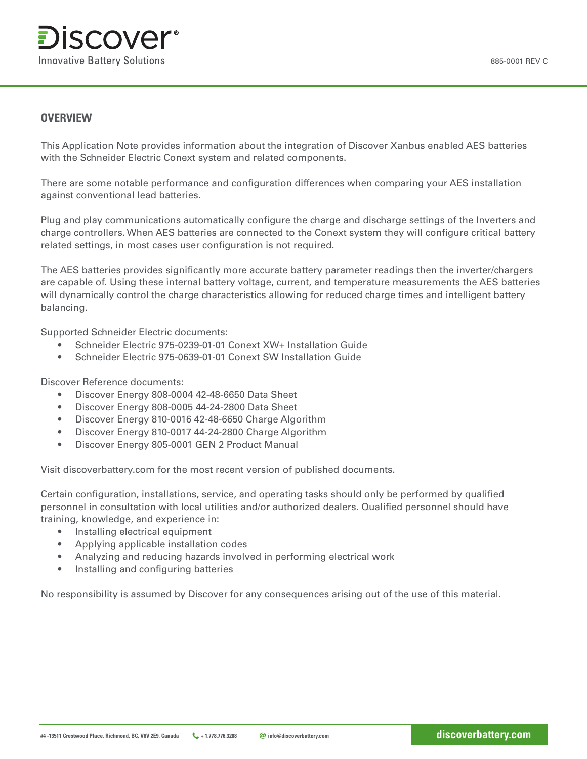## OVERVIEW

This Application Note provides information about the integration of Discover Xanbus enabled AES batteries with the Schneider Electric Conext system and related components.

There are some notable performance and configuration differences when comparing your AES installation against conventional lead batteries.

Plug and play communications automatically configure the charge and discharge settings of the Inverters and charge controllers. When AES batteries are connected to the Conext system they will configure critical battery related settings, in most cases user configuration is not required.

The AES batteries provides significantly more accurate battery parameter readings then the inverter/chargers are capable of. Using these internal battery voltage, current, and temperature measurements the AES batteries will dynamically control the charge characteristics allowing for reduced charge times and intelligent battery balancing.

Supported Schneider Electric documents:

- Schneider Electric 975-0239-01-01 Conext XW+ Installation Guide
- Schneider Electric 975-0639-01-01 Conext SW Installation Guide

Discover Reference documents:

- Discover Energy 808-0004 42-48-6650 Data Sheet
- Discover Energy 808-0005 44-24-2800 Data Sheet
- Discover Energy 810-0016 42-48-6650 Charge Algorithm
- Discover Energy 810-0017 44-24-2800 Charge Algorithm
- Discover Energy 805-0001 GEN 2 Product Manual

Visit discoverbattery.com for the most recent version of published documents.

Certain configuration, installations, service, and operating tasks should only be performed by qualified personnel in consultation with local utilities and/or authorized dealers. Qualified personnel should have training, knowledge, and experience in:

- Installing electrical equipment
- Applying applicable installation codes
- Analyzing and reducing hazards involved in performing electrical work
- Installing and configuring batteries

No responsibility is assumed by Discover for any consequences arising out of the use of this material.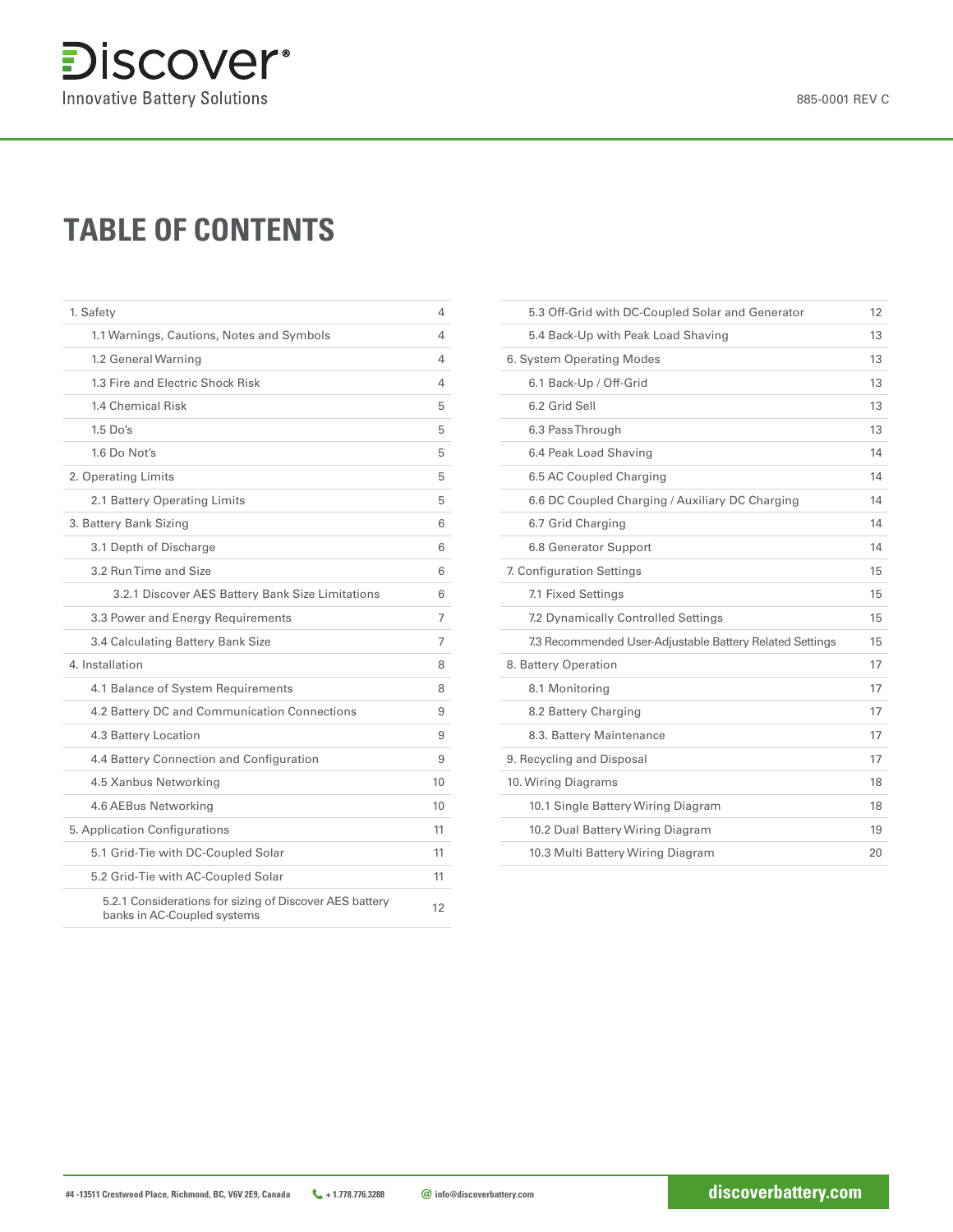# TABLE OF CONTENTS

| | |
|---|---|
| 1. Safety | 4 |
| 1.1 Warnings, Cautions, Notes and Symbols | 4 |
| 1.2 General Warning | 4 |
| 1.3 Fire and Electric Shock Risk | 4 |
| 1.4 Chemical Risk | 5 |
| 1.5 Do's | 5 |
| 1.6 Do Not's | 5 |
| 2. Operating Limits | 5 |
| 2.1 Battery Operating Limits | 5 |
| 3. Battery Bank Sizing | 6 |
| 3.1 Depth of Discharge | 6 |
| 3.2 Run Time and Size | 6 |
| 3.2.1 Discover AES Battery Bank Size Limitations | 6 |
| 3.3 Power and Energy Requirements | 7 |
| 3.4 Calculating Battery Bank Size | 7 |
| 4. Installation | 8 |
| 4.1 Balance of System Requirements | 8 |
| 4.2 Battery DC and Communication Connections | 9 |
| 4.3 Battery Location | 9 |
| 4.4 Battery Connection and Configuration | 9 |
| 4.5 Xanbus Networking | 10 |
| 4.6 AEBus Networking | 10 |
| 5. Application Configurations | 11 |
| 5.1 Grid-Tie with DC-Coupled Solar | 11 |
| 5.2 Grid-Tie with AC-Coupled Solar | 11 |
| 5.2.1 Considerations for sizing of Discover AES battery banks in AC-Coupled systems | 12 |
| 5.3 Off-Grid with DC-Coupled Solar and Generator | 12 |
| 5.4 Back-Up with Peak Load Shaving | 13 |
| 6. System Operating Modes | 13 |
| 6.1 Back-Up / Off-Grid | 13 |
| 6.2 Grid Sell | 13 |
| 6.3 Pass Through | 13 |
| 6.4 Peak Load Shaving | 14 |
| 6.5 AC Coupled Charging | 14 |
| 6.6 DC Coupled Charging / Auxiliary DC Charging | 14 |
| 6.7 Grid Charging | 14 |
| 6.8 Generator Support | 14 |
| 7. Configuration Settings | 15 |
| 7.1 Fixed Settings | 15 |
| 7.2 Dynamically Controlled Settings | 15 |
| 7.3 Recommended User-Adjustable Battery Related Settings | 15 |
| 8. Battery Operation | 17 |
| 8.1 Monitoring | 17 |
| 8.2 Battery Charging | 17 |
| 8.3. Battery Maintenance | 17 |
| 9. Recycling and Disposal | 17 |
| 10. Wiring Diagrams | 18 |
| 10.1 Single Battery Wiring Diagram | 18 |
| 10.2 Dual Battery Wiring Diagram | 19 |
| 10.3 Multi Battery Wiring Diagram | 20 |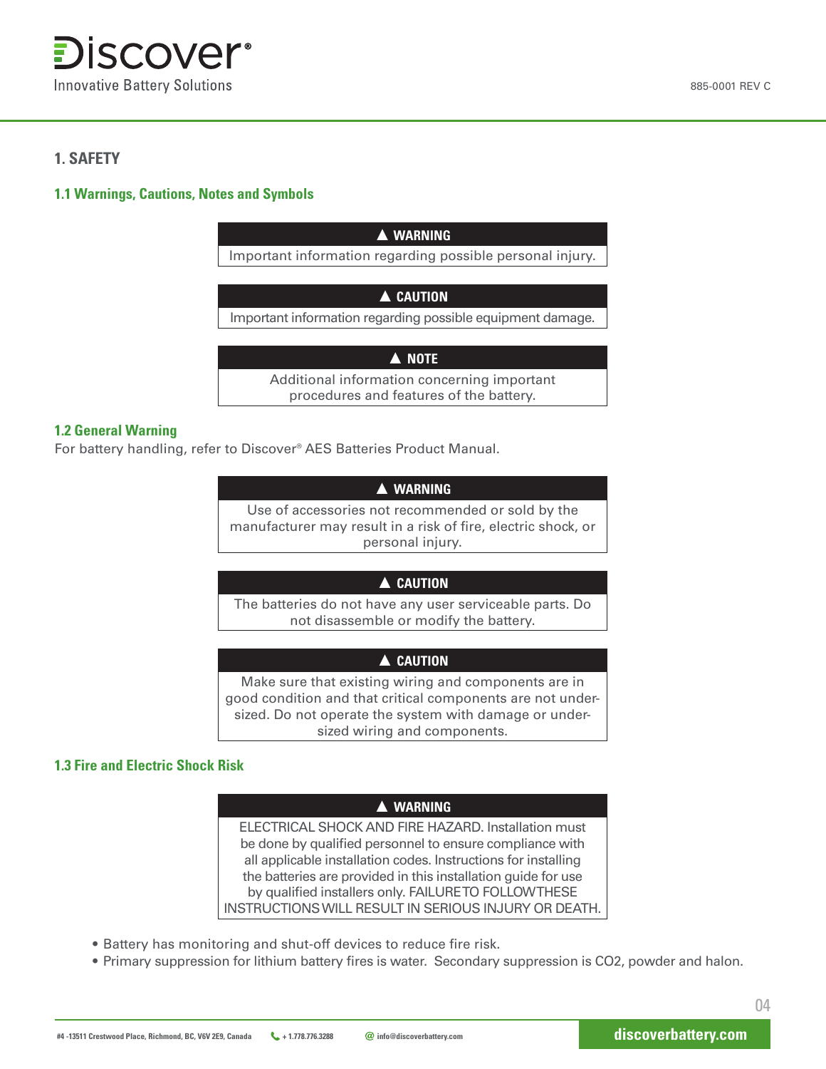# 1. SAFETY

## 1.1 Warnings, Cautions, Notes and Symbols

| ▲ WARNING |
| --- |
| Important information regarding possible personal injury. |

| ▲ CAUTION |
| --- |
| Important information regarding possible equipment damage. |

| ▲ NOTE |
| --- |
| Additional information concerning important procedures and features of the battery. |

## 1.2 General Warning

For battery handling, refer to Discover® AES Batteries Product Manual.

| ▲ WARNING |
| --- |
| Use of accessories not recommended or sold by the manufacturer may result in a risk of fire, electric shock, or personal injury. |

| ▲ CAUTION |
| --- |
| The batteries do not have any user serviceable parts. Do not disassemble or modify the battery. |

| ▲ CAUTION |
| --- |
| Make sure that existing wiring and components are in good condition and that critical components are not undersized. Do not operate the system with damage or undersized wiring and components. |

## 1.3 Fire and Electric Shock Risk

| ▲ WARNING |
| --- |
| ELECTRICAL SHOCK AND FIRE HAZARD. Installation must be done by qualified personnel to ensure compliance with all applicable installation codes. Instructions for installing the batteries are provided in this installation guide for use by qualified installers only. FAILURE TO FOLLOW THESE INSTRUCTIONS WILL RESULT IN SERIOUS INJURY OR DEATH. |

- Battery has monitoring and shut-off devices to reduce fire risk.
- Primary suppression for lithium battery fires is water. Secondary suppression is $CO_2$, powder and halon.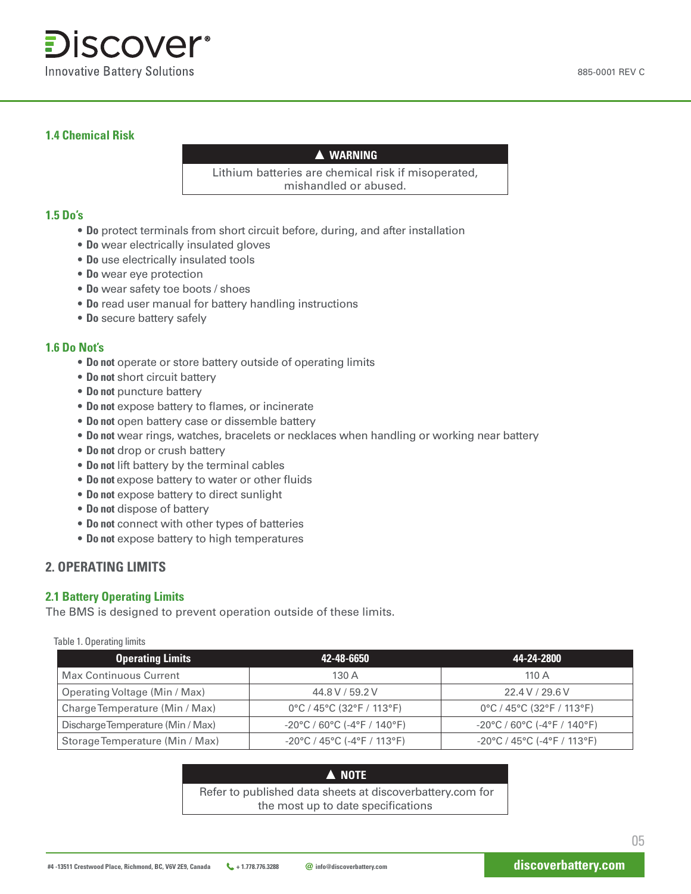### 1.4 Chemical Risk

| ▲ WARNING |
|---|
| Lithium batteries are chemical risk if misoperated, mishandled or abused. |

### 1.5 Do's

- **Do** protect terminals from short circuit before, during, and after installation
- **Do** wear electrically insulated gloves
- **Do** use electrically insulated tools
- **Do** wear eye protection
- **Do** wear safety toe boots / shoes
- **Do** read user manual for battery handling instructions
- **Do** secure battery safely

### 1.6 Do Not's

- **Do not** operate or store battery outside of operating limits
- **Do not** short circuit battery
- **Do not** puncture battery
- **Do not** expose battery to flames, or incinerate
- **Do not** open battery case or dissemble battery
- **Do not** wear rings, watches, bracelets or necklaces when handling or working near battery
- **Do not** drop or crush battery
- **Do not** lift battery by the terminal cables
- **Do not** expose battery to water or other fluids
- **Do not** expose battery to direct sunlight
- **Do not** dispose of battery
- **Do not** connect with other types of batteries
- **Do not** expose battery to high temperatures

## 2. OPERATING LIMITS

### 2.1 Battery Operating Limits

The BMS is designed to prevent operation outside of these limits.

Table 1. Operating limits

| Operating Limits | 42-48-6650 | 44-24-2800 |
|---|---|---|
| Max Continuous Current | 130 A | 110 A |
| Operating Voltage (Min / Max) | 44.8 V / 59.2 V | 22.4 V / 29.6 V |
| Charge Temperature (Min / Max) | 0°C / 45°C (32°F / 113°F) | 0°C / 45°C (32°F / 113°F) |
| Discharge Temperature (Min / Max) | -20°C / 60°C (-4°F / 140°F) | -20°C / 60°C (-4°F / 140°F) |
| Storage Temperature (Min / Max) | -20°C / 45°C (-4°F / 113°F) | -20°C / 45°C (-4°F / 113°F) |

| ▲ NOTE |
|---|
| Refer to published data sheets at discoverbattery.com for the most up to date specifications |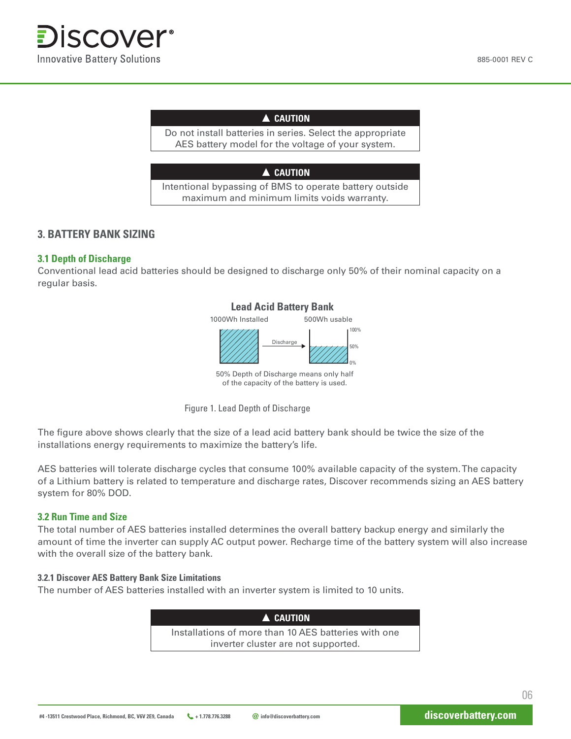> **▲ CAUTION**
> Do not install batteries in series. Select the appropriate AES battery model for the voltage of your system.

> **▲ CAUTION**
> Intentional bypassing of BMS to operate battery outside maximum and minimum limits voids warranty.

## 3. BATTERY BANK SIZING

### 3.1 Depth of Discharge

Conventional lead acid batteries should be designed to discharge only 50% of their nominal capacity on a regular basis.

**Lead Acid Battery Bank**

1000Wh Installed — Discharge → 500Wh usable (100%, 50%, 0%)

50% Depth of Discharge means only half of the capacity of the battery is used.

Figure 1. Lead Depth of Discharge

The figure above shows clearly that the size of a lead acid battery bank should be twice the size of the installations energy requirements to maximize the battery's life.

AES batteries will tolerate discharge cycles that consume 100% available capacity of the system. The capacity of a Lithium battery is related to temperature and discharge rates, Discover recommends sizing an AES battery system for 80% DOD.

### 3.2 Run Time and Size

The total number of AES batteries installed determines the overall battery backup energy and similarly the amount of time the inverter can supply AC output power. Recharge time of the battery system will also increase with the overall size of the battery bank.

#### 3.2.1 Discover AES Battery Bank Size Limitations

The number of AES batteries installed with an inverter system is limited to 10 units.

> **▲ CAUTION**
> Installations of more than 10 AES batteries with one inverter cluster are not supported.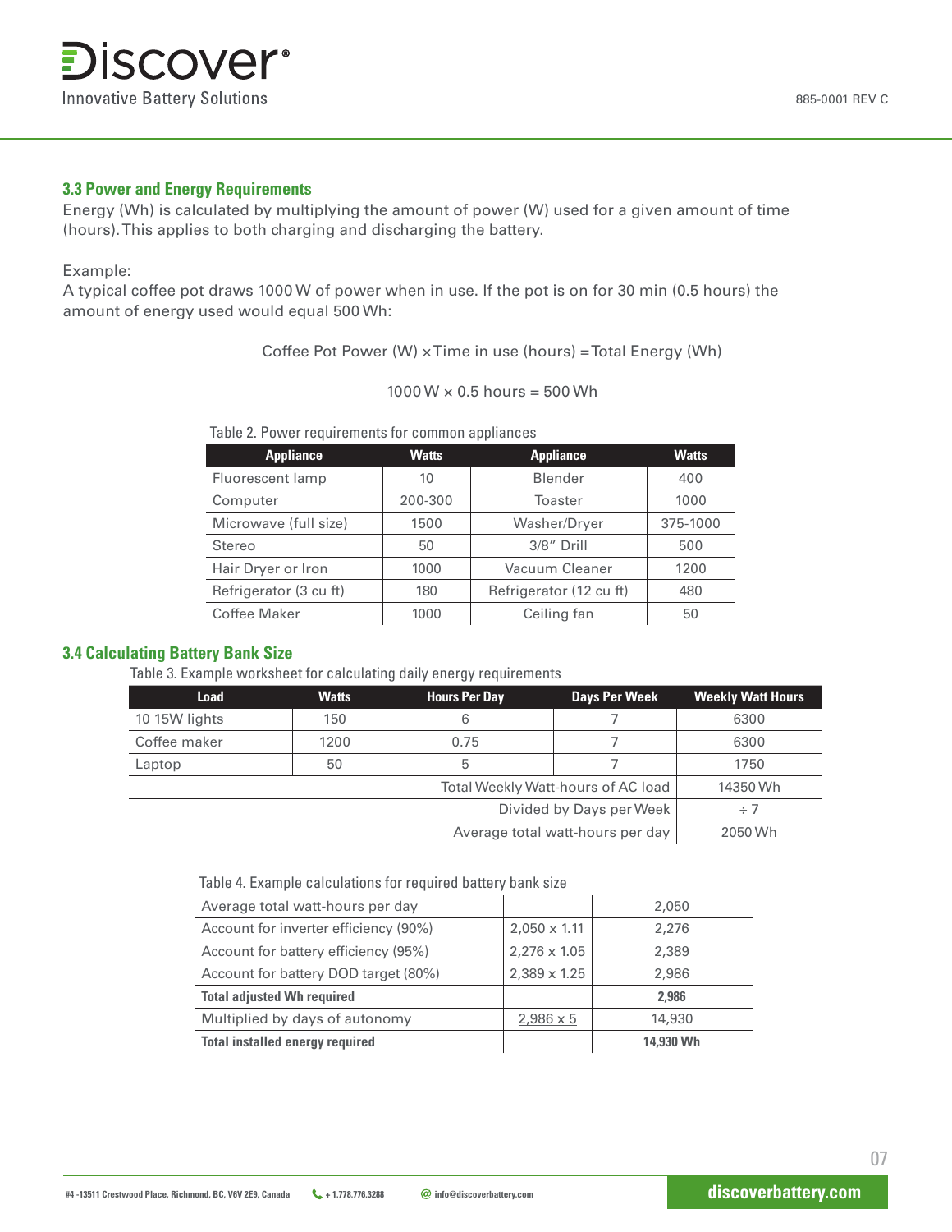### 3.3 Power and Energy Requirements

Energy (Wh) is calculated by multiplying the amount of power (W) used for a given amount of time (hours). This applies to both charging and discharging the battery.

Example:
A typical coffee pot draws 1000 W of power when in use. If the pot is on for 30 min (0.5 hours) the amount of energy used would equal 500 Wh:

$$\text{Coffee Pot Power (W)} \times \text{Time in use (hours)} = \text{Total Energy (Wh)}$$

$$1000\,\text{W} \times 0.5\,\text{hours} = 500\,\text{Wh}$$

Table 2. Power requirements for common appliances

| Appliance | Watts | Appliance | Watts |
|---|---|---|---|
| Fluorescent lamp | 10 | Blender | 400 |
| Computer | 200-300 | Toaster | 1000 |
| Microwave (full size) | 1500 | Washer/Dryer | 375-1000 |
| Stereo | 50 | 3/8" Drill | 500 |
| Hair Dryer or Iron | 1000 | Vacuum Cleaner | 1200 |
| Refrigerator (3 cu ft) | 180 | Refrigerator (12 cu ft) | 480 |
| Coffee Maker | 1000 | Ceiling fan | 50 |

### 3.4 Calculating Battery Bank Size

Table 3. Example worksheet for calculating daily energy requirements

| Load | Watts | Hours Per Day | Days Per Week | Weekly Watt Hours |
|---|---|---|---|---|
| 10 15W lights | 150 | 6 | 7 | 6300 |
| Coffee maker | 1200 | 0.75 | 7 | 6300 |
| Laptop | 50 | 5 | 7 | 1750 |
| | | | Total Weekly Watt-hours of AC load | 14350 Wh |
| | | | Divided by Days per Week | ÷ 7 |
| | | | Average total watt-hours per day | 2050 Wh |

Table 4. Example calculations for required battery bank size

| | | |
|---|---|---|
| Average total watt-hours per day | | 2,050 |
| Account for inverter efficiency (90%) | 2,050 x 1.11 | 2,276 |
| Account for battery efficiency (95%) | 2,276 x 1.05 | 2,389 |
| Account for battery DOD target (80%) | 2,389 x 1.25 | 2,986 |
| **Total adjusted Wh required** | | **2,986** |
| Multiplied by days of autonomy | 2,986 x 5 | 14,930 |
| **Total installed energy required** | | **14,930 Wh** |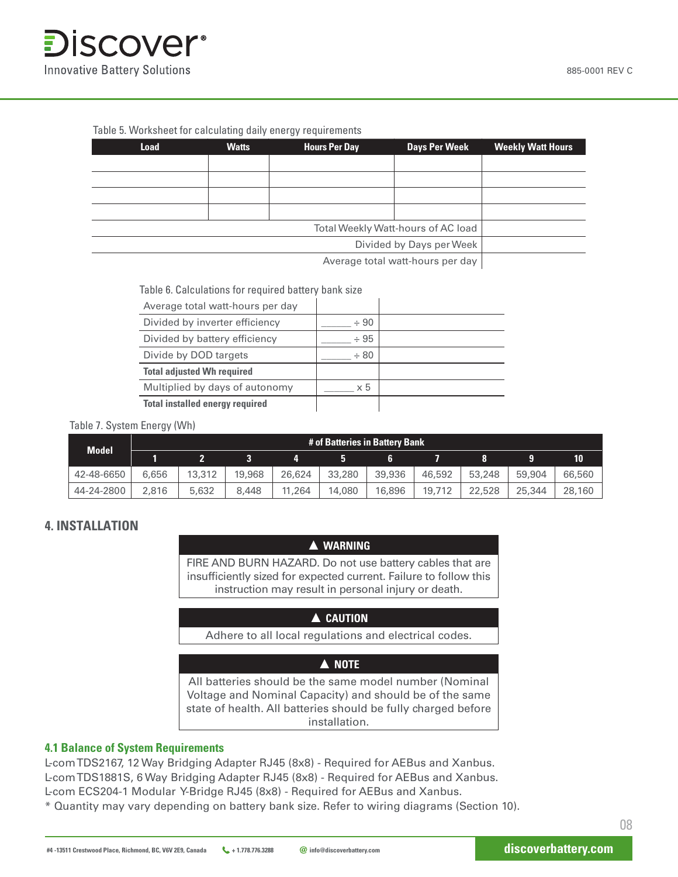Table 5. Worksheet for calculating daily energy requirements

| Load | Watts | Hours Per Day | Days Per Week | Weekly Watt Hours |
|---|---|---|---|---|
| | | | | |
| | | | | |
| | | | | |
| | | | | |
| | | | Total Weekly Watt-hours of AC load | |
| | | | Divided by Days per Week | |
| | | | Average total watt-hours per day | |

Table 6. Calculations for required battery bank size

| | | |
|---|---|---|
| Average total watt-hours per day | | |
| Divided by inverter efficiency | ______ ÷ 90 | |
| Divided by battery efficiency | ______ ÷ 95 | |
| Divide by DOD targets | ______ ÷ 80 | |
| **Total adjusted Wh required** | | |
| Multiplied by days of autonomy | ______ x 5 | |
| **Total installed energy required** | | |

Table 7. System Energy (Wh)

| Model | # of Batteries in Battery Bank | | | | | | | | | |
|---|---|---|---|---|---|---|---|---|---|---|
| | 1 | 2 | 3 | 4 | 5 | 6 | 7 | 8 | 9 | 10 |
| 42-48-6650 | 6,656 | 13,312 | 19,968 | 26,624 | 33,280 | 39,936 | 46,592 | 53,248 | 59,904 | 66,560 |
| 44-24-2800 | 2,816 | 5,632 | 8,448 | 11,264 | 14,080 | 16,896 | 19,712 | 22,528 | 25,344 | 28,160 |

## 4. INSTALLATION

**▲ WARNING**

FIRE AND BURN HAZARD. Do not use battery cables that are insufficiently sized for expected current. Failure to follow this instruction may result in personal injury or death.

**▲ CAUTION**

Adhere to all local regulations and electrical codes.

**▲ NOTE**

All batteries should be the same model number (Nominal Voltage and Nominal Capacity) and should be of the same state of health. All batteries should be fully charged before installation.

### 4.1 Balance of System Requirements

L-com TDS2167, 12 Way Bridging Adapter RJ45 (8x8) - Required for AEBus and Xanbus.
L-com TDS1881S, 6 Way Bridging Adapter RJ45 (8x8) - Required for AEBus and Xanbus.
L-com ECS204-1 Modular Y-Bridge RJ45 (8x8) - Required for AEBus and Xanbus.
* Quantity may vary depending on battery bank size. Refer to wiring diagrams (Section 10).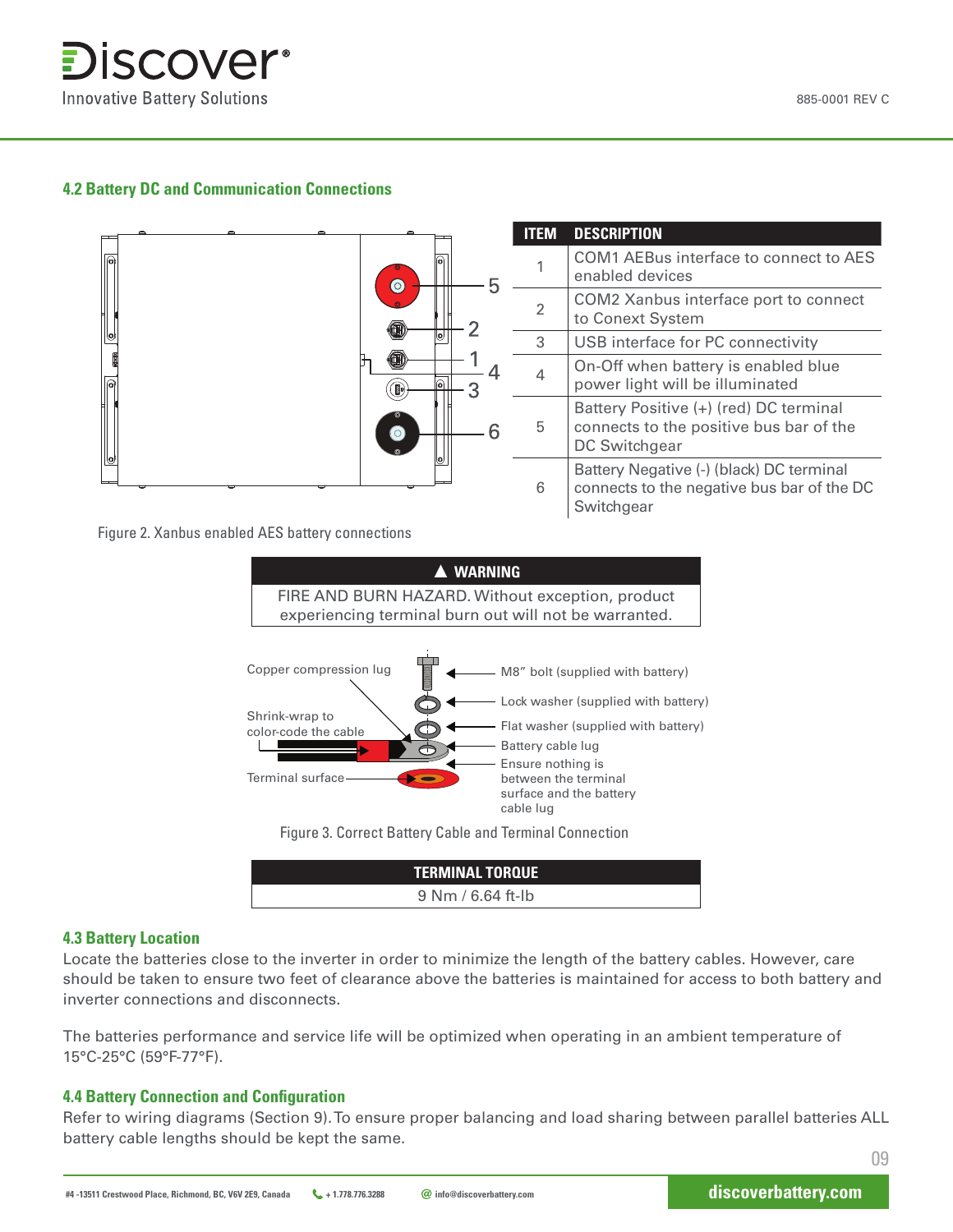## 4.2 Battery DC and Communication Connections

| ITEM | DESCRIPTION |
|---|---|
| 1 | COM1 AEBus interface to connect to AES enabled devices |
| 2 | COM2 Xanbus interface port to connect to Conext System |
| 3 | USB interface for PC connectivity |
| 4 | On-Off when battery is enabled blue power light will be illuminated |
| 5 | Battery Positive (+) (red) DC terminal connects to the positive bus bar of the DC Switchgear |
| 6 | Battery Negative (-) (black) DC terminal connects to the negative bus bar of the DC Switchgear |

Figure 2. Xanbus enabled AES battery connections

| ▲ WARNING |
|---|
| FIRE AND BURN HAZARD. Without exception, product experiencing terminal burn out will not be warranted. |

Copper compression lug

Shrink-wrap to color-code the cable

Terminal surface

M8" bolt (supplied with battery)

Lock washer (supplied with battery)

Flat washer (supplied with battery)

Battery cable lug

Ensure nothing is between the terminal surface and the battery cable lug

Figure 3. Correct Battery Cable and Terminal Connection

| TERMINAL TORQUE |
|---|
| 9 Nm / 6.64 ft-lb |

## 4.3 Battery Location

Locate the batteries close to the inverter in order to minimize the length of the battery cables. However, care should be taken to ensure two feet of clearance above the batteries is maintained for access to both battery and inverter connections and disconnects.

The batteries performance and service life will be optimized when operating in an ambient temperature of 15°C-25°C (59°F-77°F).

## 4.4 Battery Connection and Configuration

Refer to wiring diagrams (Section 9). To ensure proper balancing and load sharing between parallel batteries ALL battery cable lengths should be kept the same.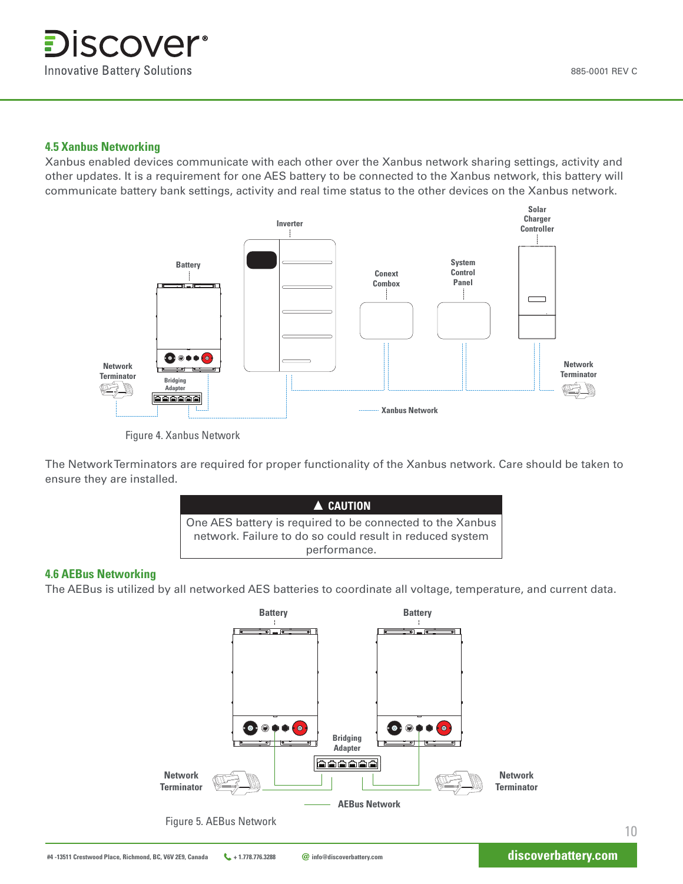## 4.5 Xanbus Networking

Xanbus enabled devices communicate with each other over the Xanbus network sharing settings, activity and other updates. It is a requirement for one AES battery to be connected to the Xanbus network, this battery will communicate battery bank settings, activity and real time status to the other devices on the Xanbus network.

Figure 4. Xanbus Network

The Network Terminators are required for proper functionality of the Xanbus network. Care should be taken to ensure they are installed.

> **▲ CAUTION**
>
> One AES battery is required to be connected to the Xanbus network. Failure to do so could result in reduced system performance.

## 4.6 AEBus Networking

The AEBus is utilized by all networked AES batteries to coordinate all voltage, temperature, and current data.

Figure 5. AEBus Network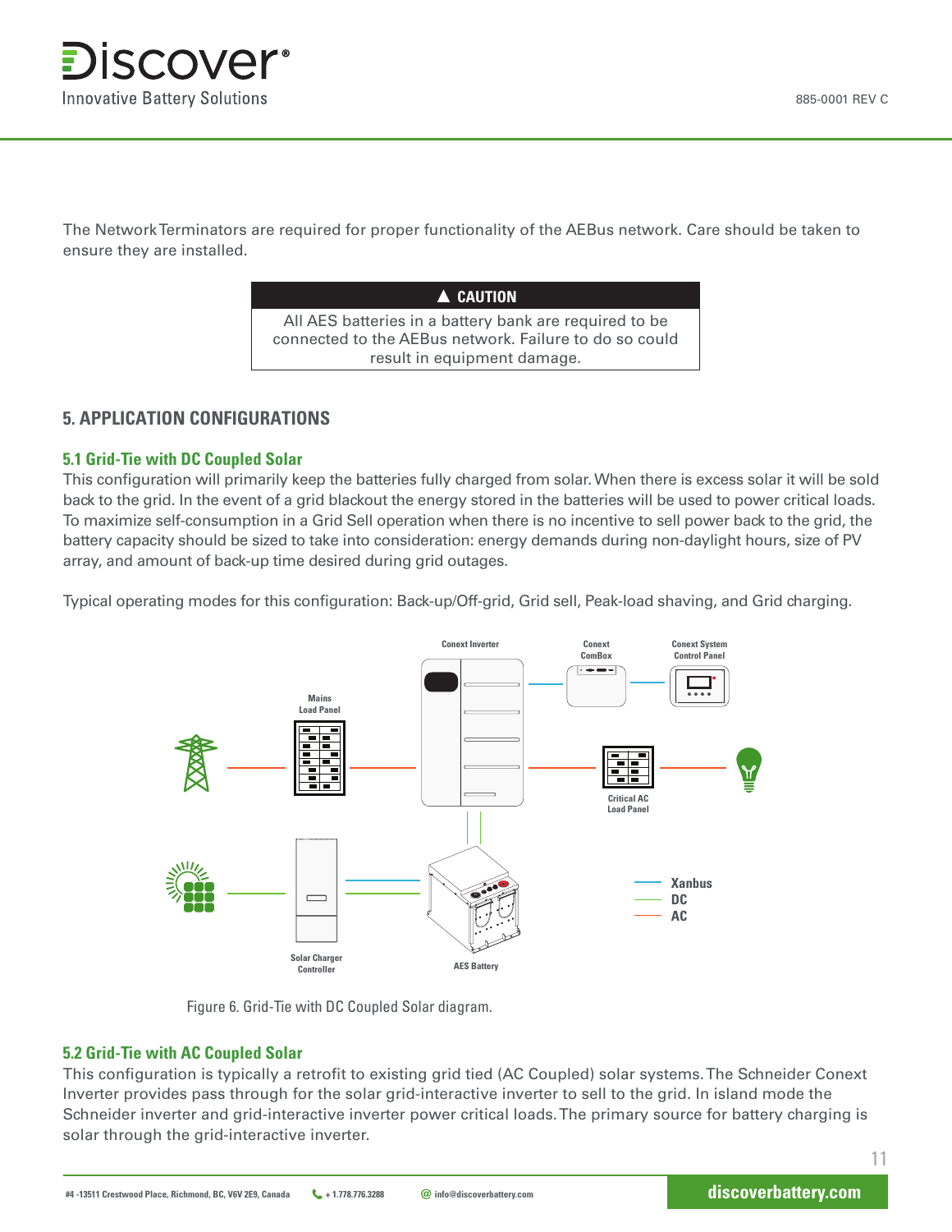The Network Terminators are required for proper functionality of the AEBus network. Care should be taken to ensure they are installed.

> **▲ CAUTION**
>
> All AES batteries in a battery bank are required to be connected to the AEBus network. Failure to do so could result in equipment damage.

## 5. APPLICATION CONFIGURATIONS

### 5.1 Grid-Tie with DC Coupled Solar

This configuration will primarily keep the batteries fully charged from solar. When there is excess solar it will be sold back to the grid. In the event of a grid blackout the energy stored in the batteries will be used to power critical loads. To maximize self-consumption in a Grid Sell operation when there is no incentive to sell power back to the grid, the battery capacity should be sized to take into consideration: energy demands during non-daylight hours, size of PV array, and amount of back-up time desired during grid outages.

Typical operating modes for this configuration: Back-up/Off-grid, Grid sell, Peak-load shaving, and Grid charging.

Figure 6. Grid-Tie with DC Coupled Solar diagram.

### 5.2 Grid-Tie with AC Coupled Solar

This configuration is typically a retrofit to existing grid tied (AC Coupled) solar systems. The Schneider Conext Inverter provides pass through for the solar grid-interactive inverter to sell to the grid. In island mode the Schneider inverter and grid-interactive inverter power critical loads. The primary source for battery charging is solar through the grid-interactive inverter.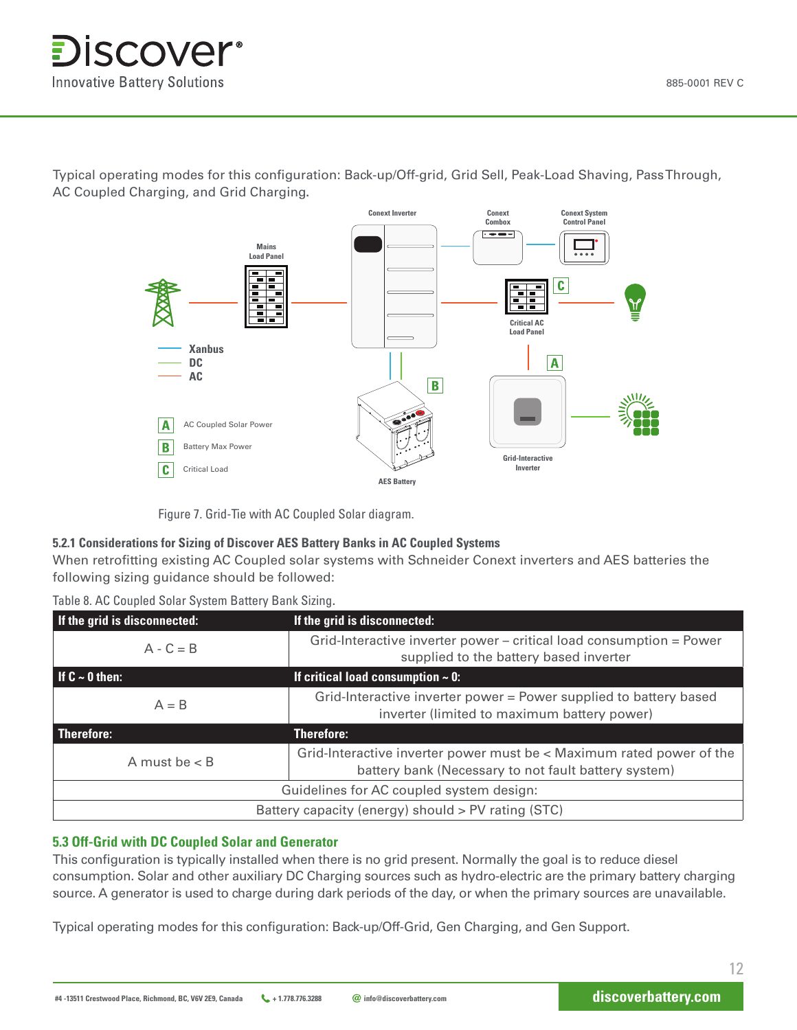Typical operating modes for this configuration: Back-up/Off-grid, Grid Sell, Peak-Load Shaving, Pass Through, AC Coupled Charging, and Grid Charging.

Figure 7. Grid-Tie with AC Coupled Solar diagram.

### 5.2.1 Considerations for Sizing of Discover AES Battery Banks in AC Coupled Systems

When retrofitting existing AC Coupled solar systems with Schneider Conext inverters and AES batteries the following sizing guidance should be followed:

Table 8. AC Coupled Solar System Battery Bank Sizing.

| If the grid is disconnected: | If the grid is disconnected: |
|---|---|
| A - C = B | Grid-Interactive inverter power – critical load consumption = Power supplied to the battery based inverter |
| **If C ~ 0 then:** | **If critical load consumption ~ 0:** |
| A = B | Grid-Interactive inverter power = Power supplied to battery based inverter (limited to maximum battery power) |
| **Therefore:** | **Therefore:** |
| A must be < B | Grid-Interactive inverter power must be < Maximum rated power of the battery bank (Necessary to not fault battery system) |
| Guidelines for AC coupled system design: | |
| Battery capacity (energy) should > PV rating (STC) | |

## 5.3 Off-Grid with DC Coupled Solar and Generator

This configuration is typically installed when there is no grid present. Normally the goal is to reduce diesel consumption. Solar and other auxiliary DC Charging sources such as hydro-electric are the primary battery charging source. A generator is used to charge during dark periods of the day, or when the primary sources are unavailable.

Typical operating modes for this configuration: Back-up/Off-Grid, Gen Charging, and Gen Support.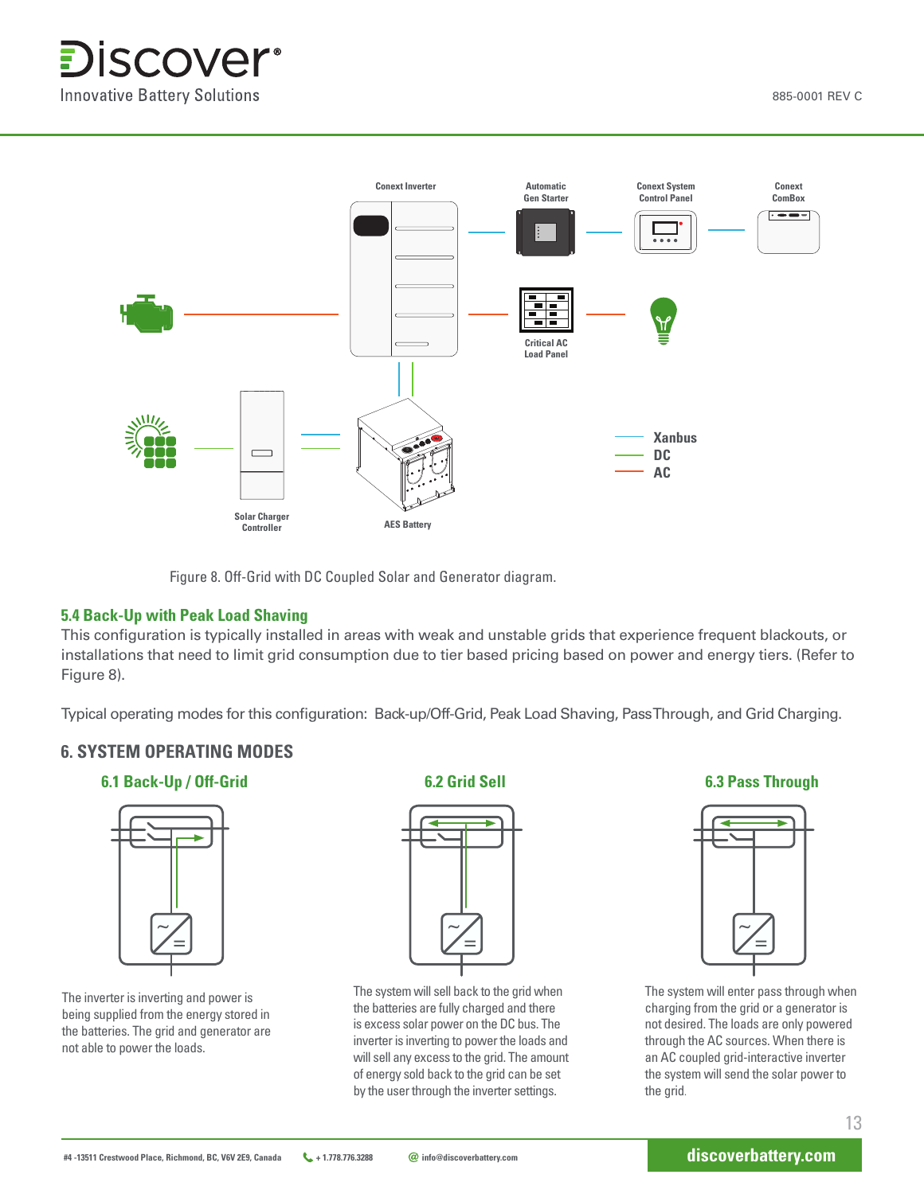Figure 8. Off-Grid with DC Coupled Solar and Generator diagram.

### 5.4 Back-Up with Peak Load Shaving

This configuration is typically installed in areas with weak and unstable grids that experience frequent blackouts, or installations that need to limit grid consumption due to tier based pricing based on power and energy tiers. (Refer to Figure 8).

Typical operating modes for this configuration: Back-up/Off-Grid, Peak Load Shaving, PassThrough, and Grid Charging.

## 6. SYSTEM OPERATING MODES

### 6.1 Back-Up / Off-Grid

The inverter is inverting and power is being supplied from the energy stored in the batteries. The grid and generator are not able to power the loads.

### 6.2 Grid Sell

The system will sell back to the grid when the batteries are fully charged and there is excess solar power on the DC bus. The inverter is inverting to power the loads and will sell any excess to the grid. The amount of energy sold back to the grid can be set by the user through the inverter settings.

### 6.3 Pass Through

The system will enter pass through when charging from the grid or a generator is not desired. The loads are only powered through the AC sources. When there is an AC coupled grid-interactive inverter the system will send the solar power to the grid.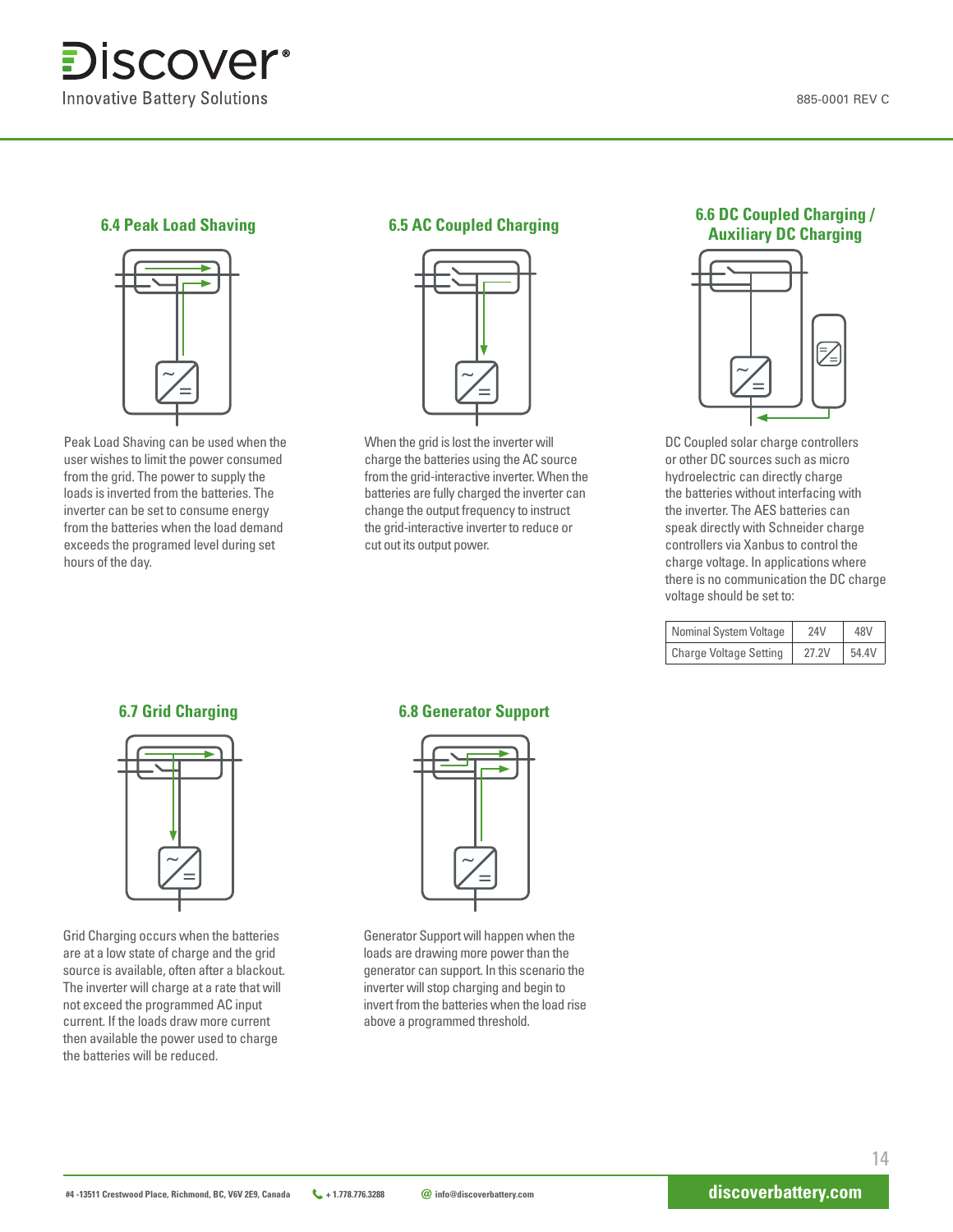### 6.4 Peak Load Shaving

Peak Load Shaving can be used when the user wishes to limit the power consumed from the grid. The power to supply the loads is inverted from the batteries. The inverter can be set to consume energy from the batteries when the load demand exceeds the programed level during set hours of the day.

### 6.5 AC Coupled Charging

When the grid is lost the inverter will charge the batteries using the AC source from the grid-interactive inverter. When the batteries are fully charged the inverter can change the output frequency to instruct the grid-interactive inverter to reduce or cut out its output power.

### 6.6 DC Coupled Charging / Auxiliary DC Charging

DC Coupled solar charge controllers or other DC sources such as micro hydroelectric can directly charge the batteries without interfacing with the inverter. The AES batteries can speak directly with Schneider charge controllers via Xanbus to control the charge voltage. In applications where there is no communication the DC charge voltage should be set to:

| Nominal System Voltage | 24V | 48V |
| --- | --- | --- |
| Charge Voltage Setting | 27.2V | 54.4V |

### 6.7 Grid Charging

Grid Charging occurs when the batteries are at a low state of charge and the grid source is available, often after a blackout. The inverter will charge at a rate that will not exceed the programmed AC input current. If the loads draw more current then available the power used to charge the batteries will be reduced.

### 6.8 Generator Support

Generator Support will happen when the loads are drawing more power than the generator can support. In this scenario the inverter will stop charging and begin to invert from the batteries when the load rise above a programmed threshold.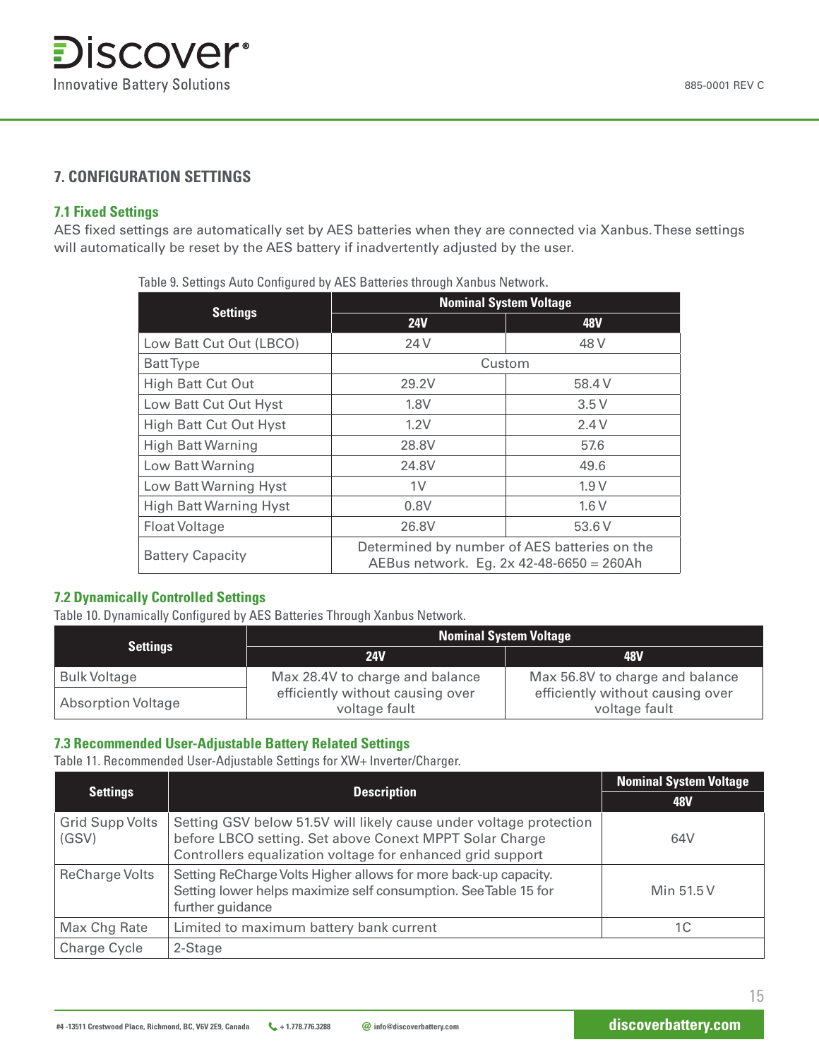## 7. CONFIGURATION SETTINGS

### 7.1 Fixed Settings

AES fixed settings are automatically set by AES batteries when they are connected via Xanbus. These settings will automatically be reset by the AES battery if inadvertently adjusted by the user.

Table 9. Settings Auto Configured by AES Batteries through Xanbus Network.

| Settings | Nominal System Voltage | |
|---|---|---|
| | 24V | 48V |
| Low Batt Cut Out (LBCO) | 24 V | 48 V |
| Batt Type | Custom | |
| High Batt Cut Out | 29.2V | 58.4 V |
| Low Batt Cut Out Hyst | 1.8V | 3.5 V |
| High Batt Cut Out Hyst | 1.2V | 2.4 V |
| High Batt Warning | 28.8V | 57.6 |
| Low Batt Warning | 24.8V | 49.6 |
| Low Batt Warning Hyst | 1V | 1.9 V |
| High Batt Warning Hyst | 0.8V | 1.6 V |
| Float Voltage | 26.8V | 53.6 V |
| Battery Capacity | Determined by number of AES batteries on the AEBus network. Eg. 2x 42-48-6650 = 260Ah | |

### 7.2 Dynamically Controlled Settings

Table 10. Dynamically Configured by AES Batteries Through Xanbus Network.

| Settings | Nominal System Voltage | |
|---|---|---|
| | 24V | 48V |
| Bulk Voltage | Max 28.4V to charge and balance efficiently without causing over voltage fault | Max 56.8V to charge and balance efficiently without causing over voltage fault |
| Absorption Voltage | | |

### 7.3 Recommended User-Adjustable Battery Related Settings

Table 11. Recommended User-Adjustable Settings for XW+ Inverter/Charger.

| Settings | Description | Nominal System Voltage |
|---|---|---|
| | | 48V |
| Grid Supp Volts (GSV) | Setting GSV below 51.5V will likely cause under voltage protection before LBCO setting. Set above Conext MPPT Solar Charge Controllers equalization voltage for enhanced grid support | 64V |
| ReCharge Volts | Setting ReCharge Volts Higher allows for more back-up capacity. Setting lower helps maximize self consumption. See Table 15 for further guidance | Min 51.5 V |
| Max Chg Rate | Limited to maximum battery bank current | 1C |
| Charge Cycle | 2-Stage | |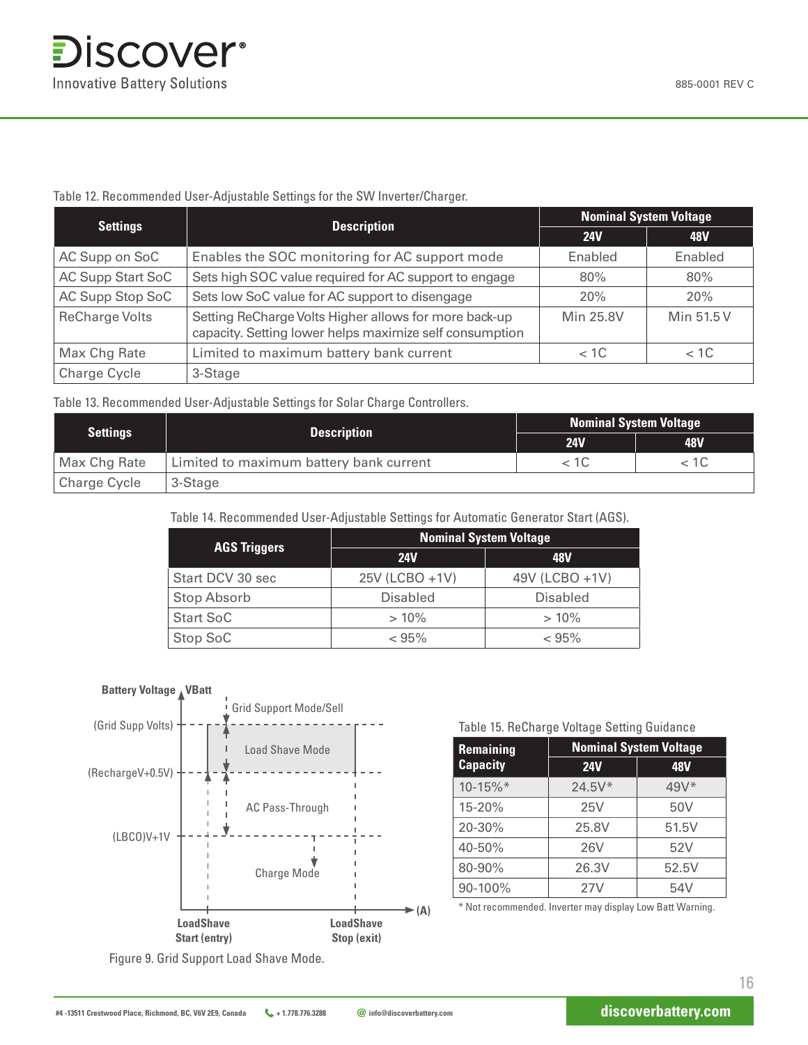Table 12. Recommended User-Adjustable Settings for the SW Inverter/Charger.

| Settings | Description | Nominal System Voltage | |
|---|---|---|---|
| | | 24V | 48V |
| AC Supp on SoC | Enables the SOC monitoring for AC support mode | Enabled | Enabled |
| AC Supp Start SoC | Sets high SOC value required for AC support to engage | 80% | 80% |
| AC Supp Stop SoC | Sets low SoC value for AC support to disengage | 20% | 20% |
| ReCharge Volts | Setting ReCharge Volts Higher allows for more back-up capacity. Setting lower helps maximize self consumption | Min 25.8V | Min 51.5 V |
| Max Chg Rate | Limited to maximum battery bank current | < 1C | < 1C |
| Charge Cycle | 3-Stage | | |

Table 13. Recommended User-Adjustable Settings for Solar Charge Controllers.

| Settings | Description | Nominal System Voltage | |
|---|---|---|---|
| | | 24V | 48V |
| Max Chg Rate | Limited to maximum battery bank current | < 1C | < 1C |
| Charge Cycle | 3-Stage | | |

Table 14. Recommended User-Adjustable Settings for Automatic Generator Start (AGS).

| AGS Triggers | Nominal System Voltage | |
|---|---|---|
| | 24V | 48V |
| Start DCV 30 sec | 25V (LCBO +1V) | 49V (LCBO +1V) |
| Stop Absorb | Disabled | Disabled |
| Start SoC | > 10% | > 10% |
| Stop SoC | < 95% | < 95% |

Figure 9. Grid Support Load Shave Mode.

Table 15. ReCharge Voltage Setting Guidance

| Remaining Capacity | Nominal System Voltage | |
|---|---|---|
| | 24V | 48V |
| 10-15%* | 24.5V* | 49V* |
| 15-20% | 25V | 50V |
| 20-30% | 25.8V | 51.5V |
| 40-50% | 26V | 52V |
| 80-90% | 26.3V | 52.5V |
| 90-100% | 27V | 54V |

\* Not recommended. Inverter may display Low Batt Warning.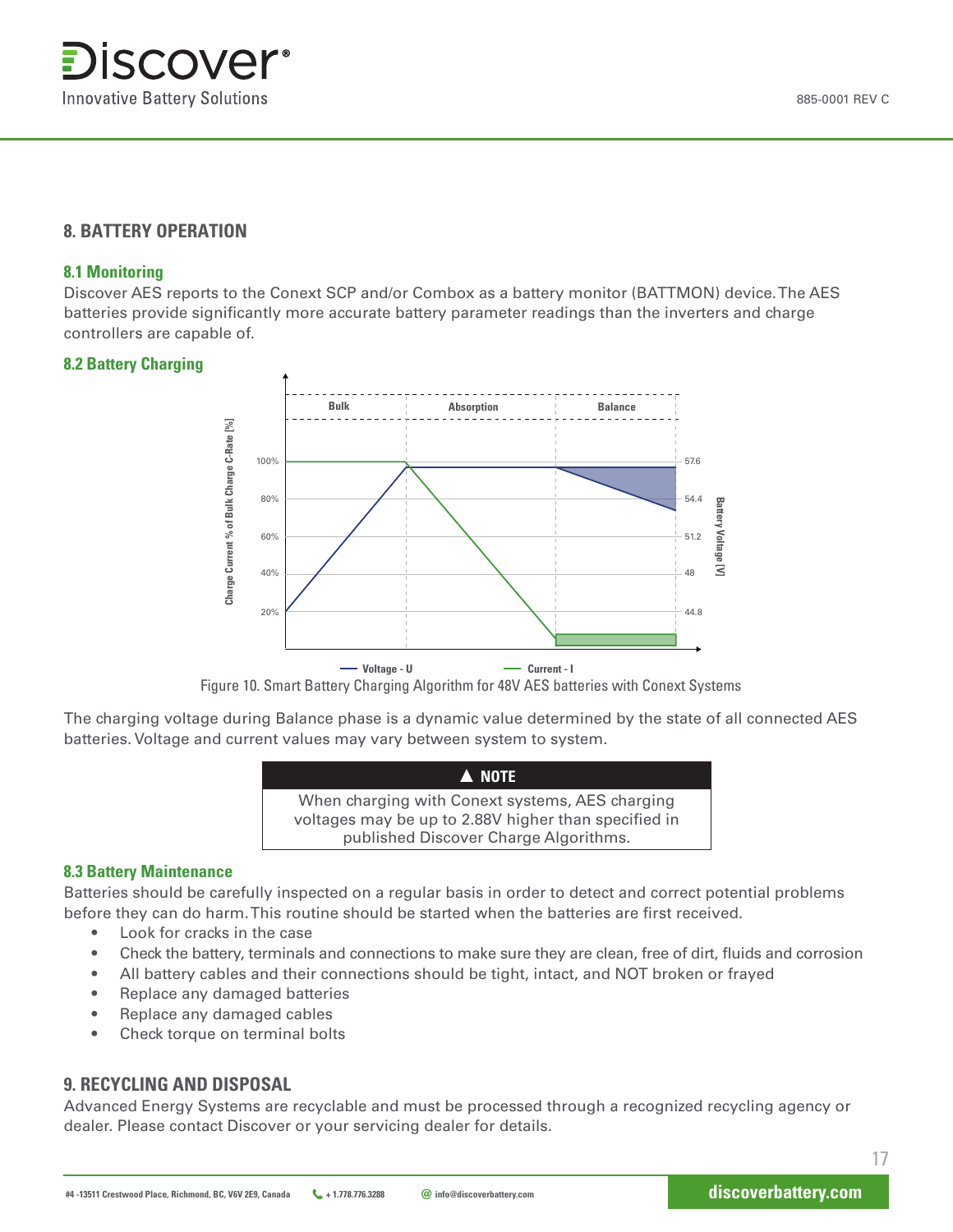## 8. BATTERY OPERATION

### 8.1 Monitoring

Discover AES reports to the Conext SCP and/or Combox as a battery monitor (BATTMON) device. The AES batteries provide significantly more accurate battery parameter readings than the inverters and charge controllers are capable of.

### 8.2 Battery Charging

Figure 10. Smart Battery Charging Algorithm for 48V AES batteries with Conext Systems

The charging voltage during Balance phase is a dynamic value determined by the state of all connected AES batteries. Voltage and current values may vary between system to system.

> **▲ NOTE**
>
> When charging with Conext systems, AES charging voltages may be up to 2.88V higher than specified in published Discover Charge Algorithms.

### 8.3 Battery Maintenance

Batteries should be carefully inspected on a regular basis in order to detect and correct potential problems before they can do harm. This routine should be started when the batteries are first received.

- Look for cracks in the case
- Check the battery, terminals and connections to make sure they are clean, free of dirt, fluids and corrosion
- All battery cables and their connections should be tight, intact, and NOT broken or frayed
- Replace any damaged batteries
- Replace any damaged cables
- Check torque on terminal bolts

## 9. RECYCLING AND DISPOSAL

Advanced Energy Systems are recyclable and must be processed through a recognized recycling agency or dealer. Please contact Discover or your servicing dealer for details.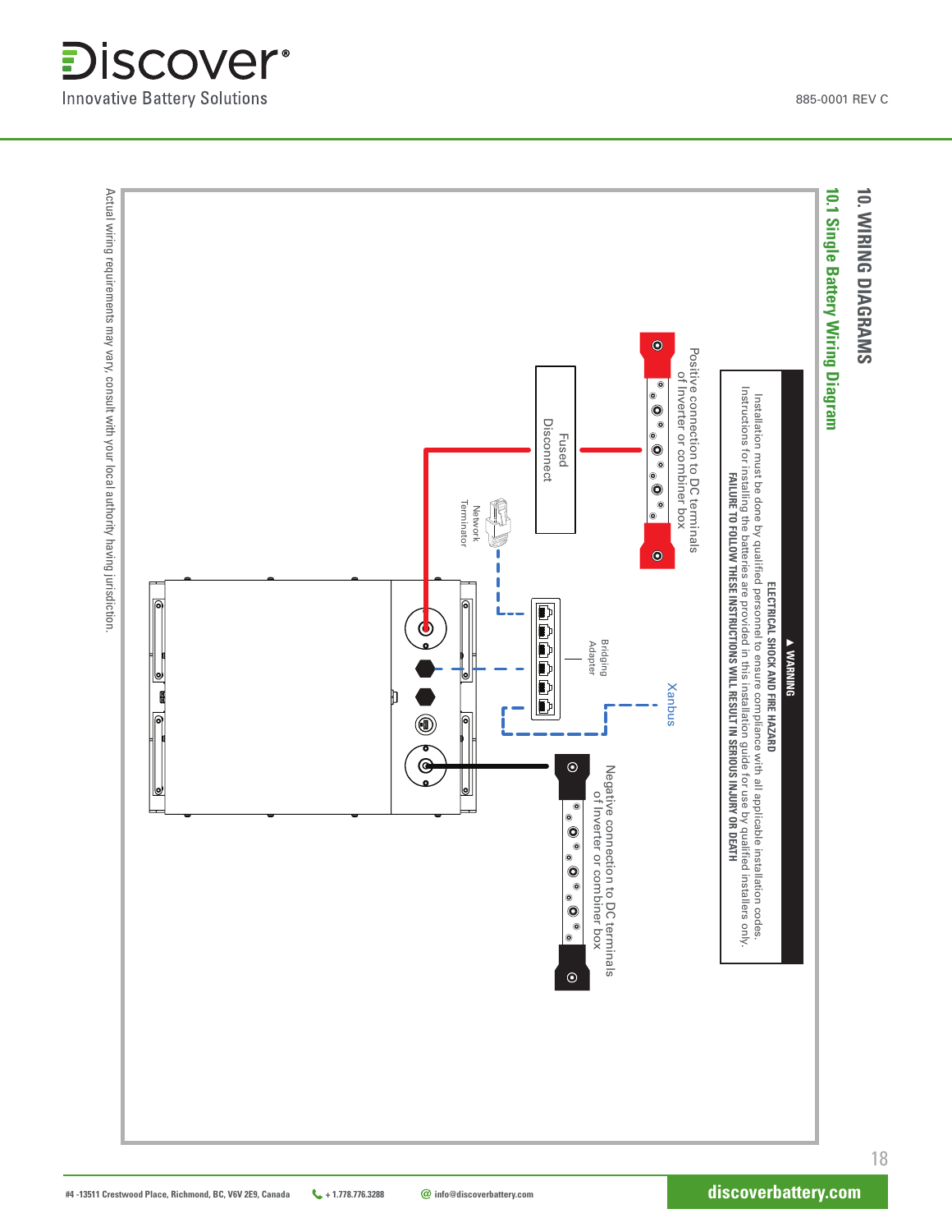# 10. WIRING DIAGRAMS

## 10.1 Single Battery Wiring Diagram

**⚠ WARNING**

**ELECTRICAL SHOCK AND FIRE HAZARD**

Installation must be done by qualified personnel to ensure compliance with all applicable installation codes. Instructions for installing the batteries are provided in this installation guide for use by qualified installers only.

**FAILURE TO FOLLOW THESE INSTRUCTIONS WILL RESULT IN SERIOUS INJURY OR DEATH**

Positive connection to DC terminals of Inverter or combiner box

Fused Disconnect

Network Terminator

Bridging Adapter

Xanbus

Negative connection to DC terminals of Inverter or combiner box

Actual wiring requirements may vary, consult with your local authority having jurisdiction.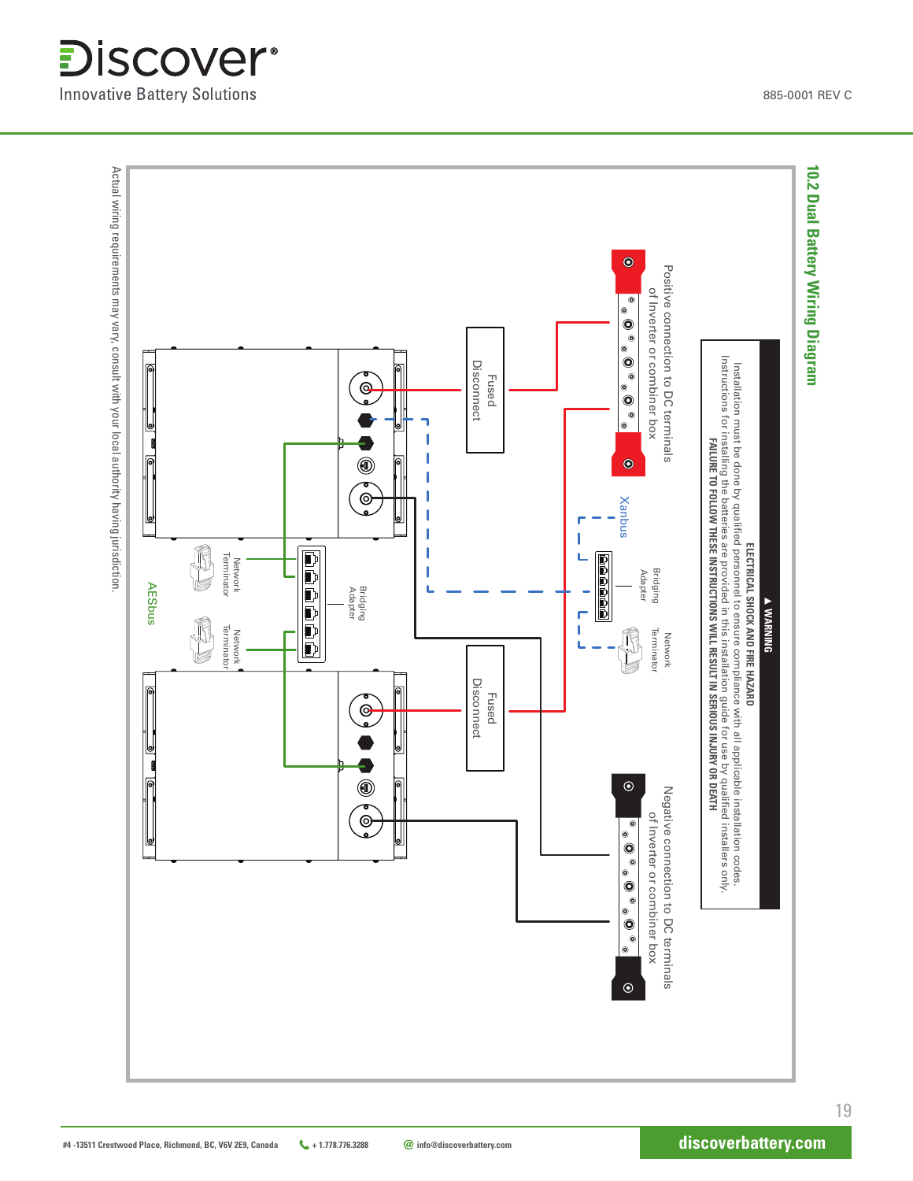## 10.2 Dual Battery Wiring Diagram

> **▲ WARNING**
>
> **ELECTRICAL SHOCK AND FIRE HAZARD**
>
> Installation must be done by qualified personnel to ensure compliance with all applicable installation codes. Instructions for installing the batteries are provided in this installation guide for use by qualified installers only.
>
> **FAILURE TO FOLLOW THESE INSTRUCTIONS WILL RESULT IN SERIOUS INJURY OR DEATH**

Positive connection to DC terminals of Inverter or combiner box

Negative connection to DC terminals of Inverter or combiner box

Fused Disconnect

Fused Disconnect

Xanbus

Bridging Adapter

Network Terminator

AESbus

Bridging Adapter

Network Terminator

Network Terminator

Actual wiring requirements may vary, consult with your local authority having jurisdiction.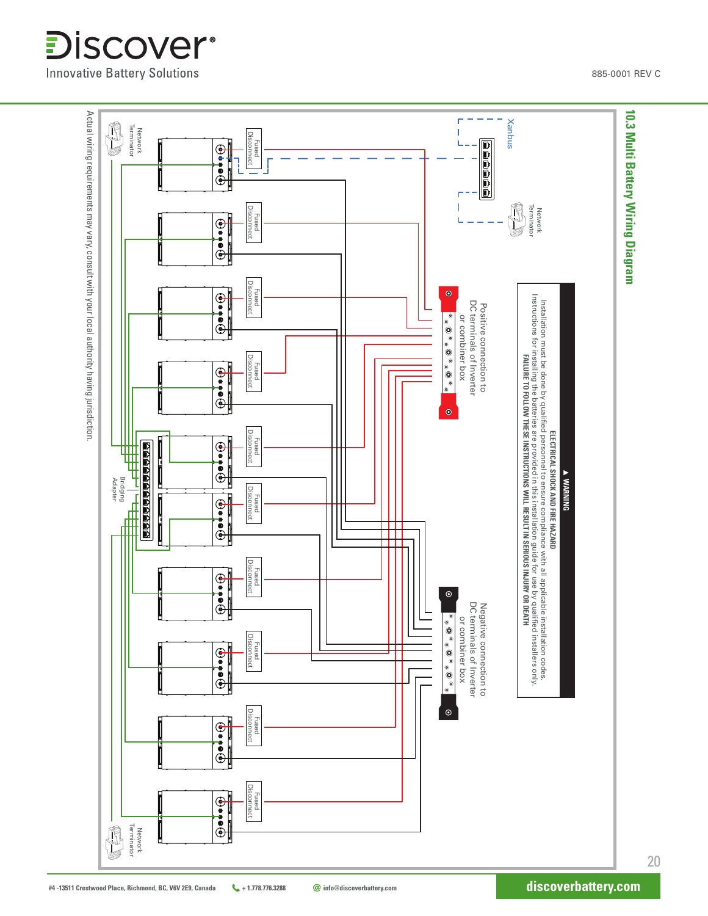## 10.3 Multi Battery Wiring Diagram

**▲ WARNING**

**ELECTRICAL SHOCK AND FIRE HAZARD**

Installation must be done by qualified personnel to ensure compliance with all applicable installation codes. Instructions for installing the batteries are provided in this installation guide for use by qualified installers only.

**FAILURE TO FOLLOW THESE INSTRUCTIONS WILL RESULT IN SERIOUS INJURY OR DEATH**

Xanbus

Network Terminator

Positive connection to DC terminals of Inverter or combiner box

Negative connection to DC terminals of Inverter or combiner box

Fused Disconnect

Bridging Adapter

Network Terminator

Actual wiring requirements may vary, consult with your local authority having jurisdiction.

#4 -13511 Crestwood Place, Richmond, BC, V6V 2E9, Canada + 1.778.776.3288 info@discoverbattery.com discoverbattery.com